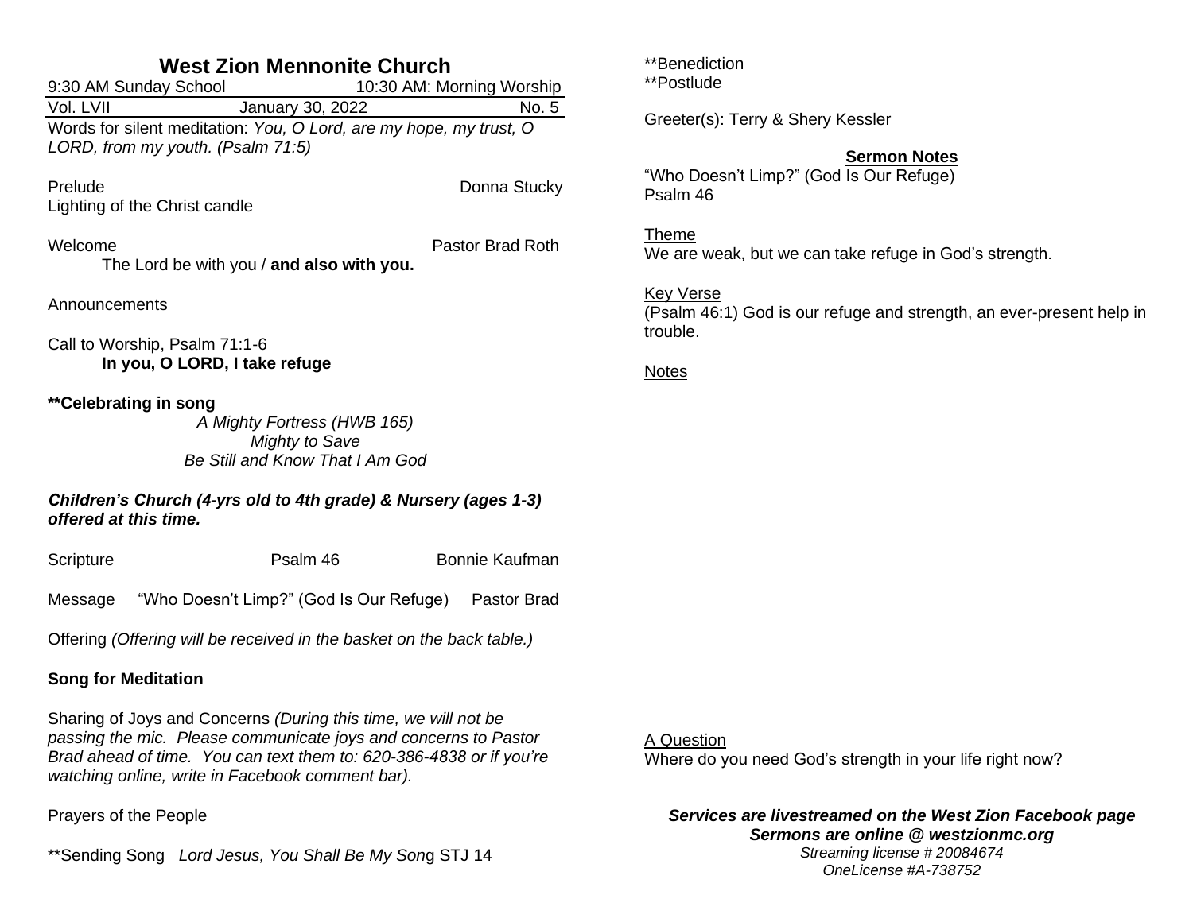# West Zion Mennonite Church

9:30 AM Sunday School — 10:30 AM: Morning Worship

Vol. LVII — January 30, 2022 — No. 5

Words for silent meditation: *You, O Lord, are my hope, my trust, O LORD, from my youth. (Psalm 71:5)*

Prelude — Donna Stucky

Lighting of the Christ candle

Welcome — Pastor Brad Roth

The Lord be with you / **and also with you.**

Announcements

Call to Worship, Psalm 71:1-6

**In you, O LORD, I take refuge**

**\*\*Celebrating in song**

*A Mighty Fortress (HWB 165)*
*Mighty to Save*
*Be Still and Know That I Am God*

***Children's Church (4-yrs old to 4th grade) & Nursery (ages 1-3) offered at this time.***

Scripture — Psalm 46 — Bonnie Kaufman

Message — "Who Doesn't Limp?" (God Is Our Refuge) — Pastor Brad

Offering *(Offering will be received in the basket on the back table.)*

**Song for Meditation**

Sharing of Joys and Concerns *(During this time, we will not be passing the mic. Please communicate joys and concerns to Pastor Brad ahead of time. You can text them to: 620-386-4838 or if you're watching online, write in Facebook comment bar).*

Prayers of the People

\*\*Sending Song *Lord Jesus, You Shall Be My Song* STJ 14

\*\*Benediction

\*\*Postlude

Greeter(s): Terry & Shery Kessler

## Sermon Notes

"Who Doesn't Limp?" (God Is Our Refuge)
Psalm 46

Theme

We are weak, but we can take refuge in God's strength.

Key Verse

(Psalm 46:1) God is our refuge and strength, an ever-present help in trouble.

Notes

A Question

Where do you need God's strength in your life right now?

***Services are livestreamed on the West Zion Facebook page***
***Sermons are online @ westzionmc.org***
*Streaming license # 20084674*
*OneLicense #A-738752*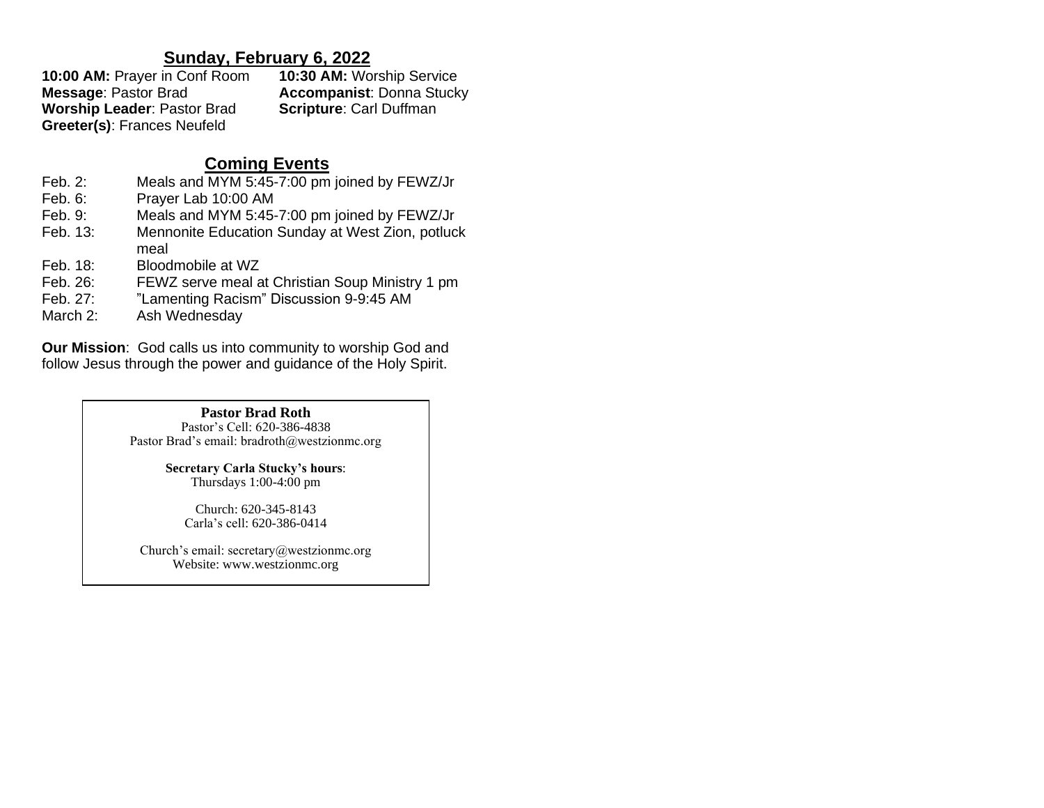## Sunday, February 6, 2022

**10:00 AM:** Prayer in Conf Room
**10:30 AM:** Worship Service
**Message**: Pastor Brad
**Accompanist**: Donna Stucky
**Worship Leader**: Pastor Brad
**Scripture**: Carl Duffman
**Greeter(s)**: Frances Neufeld

## Coming Events

Feb. 2: Meals and MYM 5:45-7:00 pm joined by FEWZ/Jr
Feb. 6: Prayer Lab 10:00 AM
Feb. 9: Meals and MYM 5:45-7:00 pm joined by FEWZ/Jr
Feb. 13: Mennonite Education Sunday at West Zion, potluck meal
Feb. 18: Bloodmobile at WZ
Feb. 26: FEWZ serve meal at Christian Soup Ministry 1 pm
Feb. 27: "Lamenting Racism" Discussion 9-9:45 AM
March 2: Ash Wednesday

**Our Mission**: God calls us into community to worship God and follow Jesus through the power and guidance of the Holy Spirit.

**Pastor Brad Roth**
Pastor's Cell: 620-386-4838
Pastor Brad's email: bradroth@westzionmc.org

**Secretary Carla Stucky's hours**:
Thursdays 1:00-4:00 pm

Church: 620-345-8143
Carla's cell: 620-386-0414

Church's email: secretary@westzionmc.org
Website: www.westzionmc.org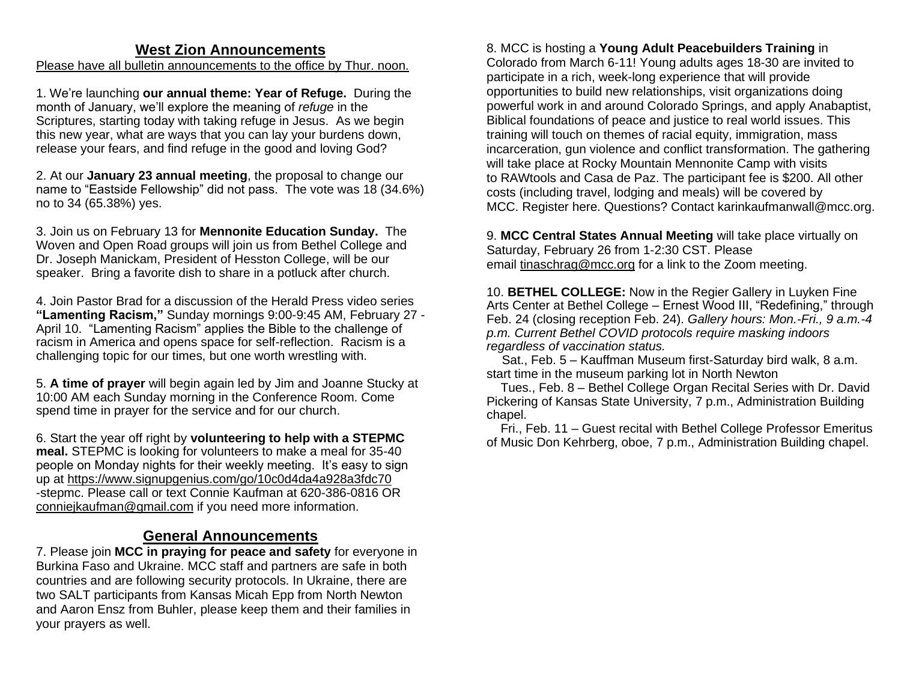## West Zion Announcements

Please have all bulletin announcements to the office by Thur. noon.

1. We're launching **our annual theme: Year of Refuge.** During the month of January, we'll explore the meaning of *refuge* in the Scriptures, starting today with taking refuge in Jesus. As we begin this new year, what are ways that you can lay your burdens down, release your fears, and find refuge in the good and loving God?

2. At our **January 23 annual meeting**, the proposal to change our name to "Eastside Fellowship" did not pass. The vote was 18 (34.6%) no to 34 (65.38%) yes.

3. Join us on February 13 for **Mennonite Education Sunday.** The Woven and Open Road groups will join us from Bethel College and Dr. Joseph Manickam, President of Hesston College, will be our speaker. Bring a favorite dish to share in a potluck after church.

4. Join Pastor Brad for a discussion of the Herald Press video series **"Lamenting Racism,"** Sunday mornings 9:00-9:45 AM, February 27 - April 10. "Lamenting Racism" applies the Bible to the challenge of racism in America and opens space for self-reflection. Racism is a challenging topic for our times, but one worth wrestling with.

5. **A time of prayer** will begin again led by Jim and Joanne Stucky at 10:00 AM each Sunday morning in the Conference Room. Come spend time in prayer for the service and for our church.

6. Start the year off right by **volunteering to help with a STEPMC meal.** STEPMC is looking for volunteers to make a meal for 35-40 people on Monday nights for their weekly meeting. It's easy to sign up at https://www.signupgenius.com/go/10c0d4da4a928a3fdc70-stepmc. Please call or text Connie Kaufman at 620-386-0816 OR conniejkaufman@gmail.com if you need more information.

## General Announcements

7. Please join **MCC in praying for peace and safety** for everyone in Burkina Faso and Ukraine. MCC staff and partners are safe in both countries and are following security protocols. In Ukraine, there are two SALT participants from Kansas Micah Epp from North Newton and Aaron Ensz from Buhler, please keep them and their families in your prayers as well.

8. MCC is hosting a **Young Adult Peacebuilders Training** in Colorado from March 6-11! Young adults ages 18-30 are invited to participate in a rich, week-long experience that will provide opportunities to build new relationships, visit organizations doing powerful work in and around Colorado Springs, and apply Anabaptist, Biblical foundations of peace and justice to real world issues. This training will touch on themes of racial equity, immigration, mass incarceration, gun violence and conflict transformation. The gathering will take place at Rocky Mountain Mennonite Camp with visits to RAWtools and Casa de Paz. The participant fee is $200. All other costs (including travel, lodging and meals) will be covered by MCC. Register here. Questions? Contact karinkaufmanwall@mcc.org.

9. **MCC Central States Annual Meeting** will take place virtually on Saturday, February 26 from 1-2:30 CST. Please email tinaschrag@mcc.org for a link to the Zoom meeting.

10. **BETHEL COLLEGE:** Now in the Regier Gallery in Luyken Fine Arts Center at Bethel College – Ernest Wood III, "Redefining," through Feb. 24 (closing reception Feb. 24). *Gallery hours: Mon.-Fri., 9 a.m.-4 p.m. Current Bethel COVID protocols require masking indoors regardless of vaccination status.*

Sat., Feb. 5 – Kauffman Museum first-Saturday bird walk, 8 a.m. start time in the museum parking lot in North Newton

Tues., Feb. 8 – Bethel College Organ Recital Series with Dr. David Pickering of Kansas State University, 7 p.m., Administration Building chapel.

Fri., Feb. 11 – Guest recital with Bethel College Professor Emeritus of Music Don Kehrberg, oboe, 7 p.m., Administration Building chapel.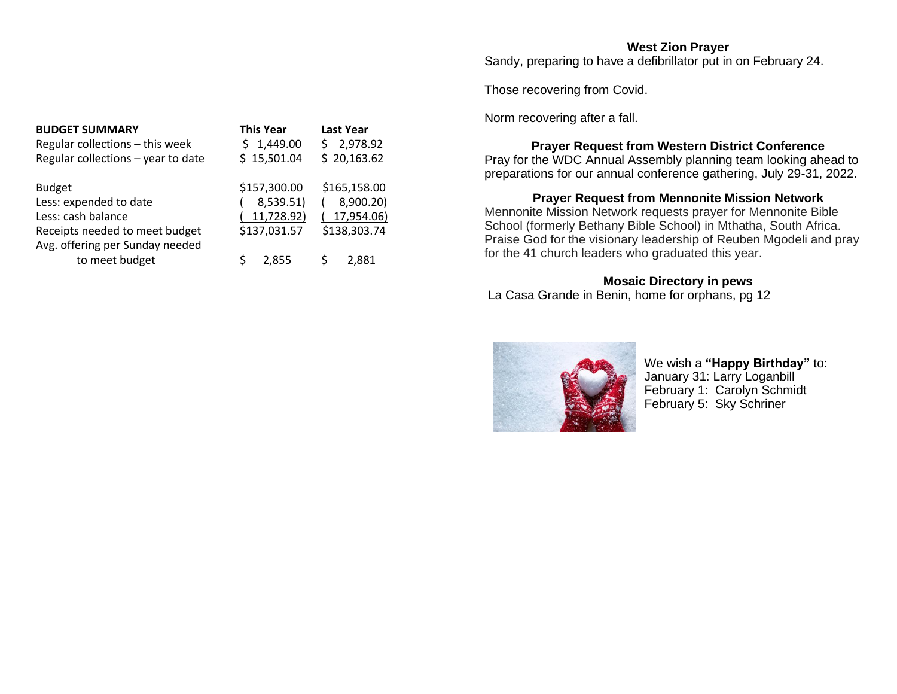| BUDGET SUMMARY | This Year | Last Year |
|---|---|---|
| Regular collections – this week | $ 1,449.00 | $ 2,978.92 |
| Regular collections – year to date | $ 15,501.04 | $ 20,163.62 |
| | | |
| Budget | $157,300.00 | $165,158.00 |
| Less: expended to date | ( 8,539.51) | ( 8,900.20) |
| Less: cash balance | ( 11,728.92) | ( 17,954.06) |
| Receipts needed to meet budget | $137,031.57 | $138,303.74 |
| Avg. offering per Sunday needed to meet budget | $ 2,855 | $ 2,881 |

### West Zion Prayer

Sandy, preparing to have a defibrillator put in on February 24.

Those recovering from Covid.

Norm recovering after a fall.

### Prayer Request from Western District Conference

Pray for the WDC Annual Assembly planning team looking ahead to preparations for our annual conference gathering, July 29-31, 2022.

### Prayer Request from Mennonite Mission Network

Mennonite Mission Network requests prayer for Mennonite Bible School (formerly Bethany Bible School) in Mthatha, South Africa. Praise God for the visionary leadership of Reuben Mgodeli and pray for the 41 church leaders who graduated this year.

### Mosaic Directory in pews

La Casa Grande in Benin, home for orphans, pg 12

We wish a **"Happy Birthday"** to:
January 31: Larry Loganbill
February 1: Carolyn Schmidt
February 5: Sky Schriner